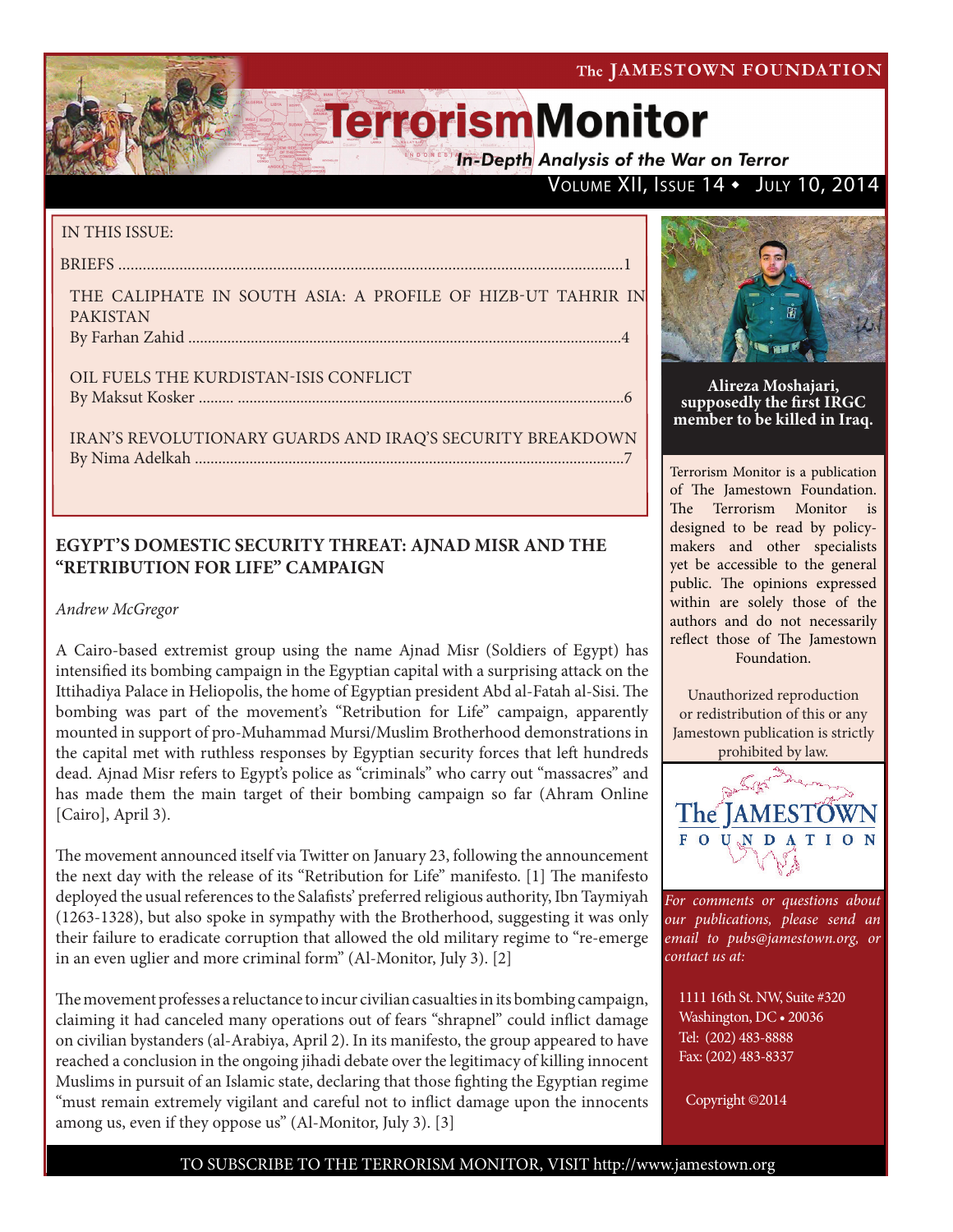The JAMESTOWN FOUNDATION

# TerrorismMonitor

*In-Depth Analysis of the War on Terror*

VOLUME XII, ISSUE 14 • JULY 10, 2014

IN THIS ISSUE:

BRIEFS ............................................................................................................................1

THE CALIPHATE IN SOUTH ASIA: A PROFILE OF HIZB-UT TAHRIR IN PAKISTAN
By Farhan Zahid .............................................................................................................4

OIL FUELS THE KURDISTAN-ISIS CONFLICT
By Maksut Kosker ......... ..................................................................................................6

IRAN'S REVOLUTIONARY GUARDS AND IRAQ'S SECURITY BREAKDOWN
By Nima Adelkah ............................................................................................................7

**Alireza Moshajari, supposedly the first IRGC member to be killed in Iraq.**

Terrorism Monitor is a publication of The Jamestown Foundation. The Terrorism Monitor is designed to be read by policy-makers and other specialists yet be accessible to the general public. The opinions expressed within are solely those of the authors and do not necessarily reflect those of The Jamestown Foundation.

Unauthorized reproduction or redistribution of this or any Jamestown publication is strictly prohibited by law.

*For comments or questions about our publications, please send an email to pubs@jamestown.org, or contact us at:*

1111 16th St. NW, Suite #320
Washington, DC • 20036
Tel: (202) 483-8888
Fax: (202) 483-8337

Copyright ©2014

## EGYPT'S DOMESTIC SECURITY THREAT: AJNAD MISR AND THE "RETRIBUTION FOR LIFE" CAMPAIGN

*Andrew McGregor*

A Cairo-based extremist group using the name Ajnad Misr (Soldiers of Egypt) has intensified its bombing campaign in the Egyptian capital with a surprising attack on the Ittihadiya Palace in Heliopolis, the home of Egyptian president Abd al-Fatah al-Sisi. The bombing was part of the movement's "Retribution for Life" campaign, apparently mounted in support of pro-Muhammad Mursi/Muslim Brotherhood demonstrations in the capital met with ruthless responses by Egyptian security forces that left hundreds dead. Ajnad Misr refers to Egypt's police as "criminals" who carry out "massacres" and has made them the main target of their bombing campaign so far (Ahram Online [Cairo], April 3).

The movement announced itself via Twitter on January 23, following the announcement the next day with the release of its "Retribution for Life" manifesto. [1] The manifesto deployed the usual references to the Salafists' preferred religious authority, Ibn Taymiyah (1263-1328), but also spoke in sympathy with the Brotherhood, suggesting it was only their failure to eradicate corruption that allowed the old military regime to "re-emerge in an even uglier and more criminal form" (Al-Monitor, July 3). [2]

The movement professes a reluctance to incur civilian casualties in its bombing campaign, claiming it had canceled many operations out of fears "shrapnel" could inflict damage on civilian bystanders (al-Arabiya, April 2). In its manifesto, the group appeared to have reached a conclusion in the ongoing jihadi debate over the legitimacy of killing innocent Muslims in pursuit of an Islamic state, declaring that those fighting the Egyptian regime "must remain extremely vigilant and careful not to inflict damage upon the innocents among us, even if they oppose us" (Al-Monitor, July 3). [3]

TO SUBSCRIBE TO THE TERRORISM MONITOR, VISIT http://www.jamestown.org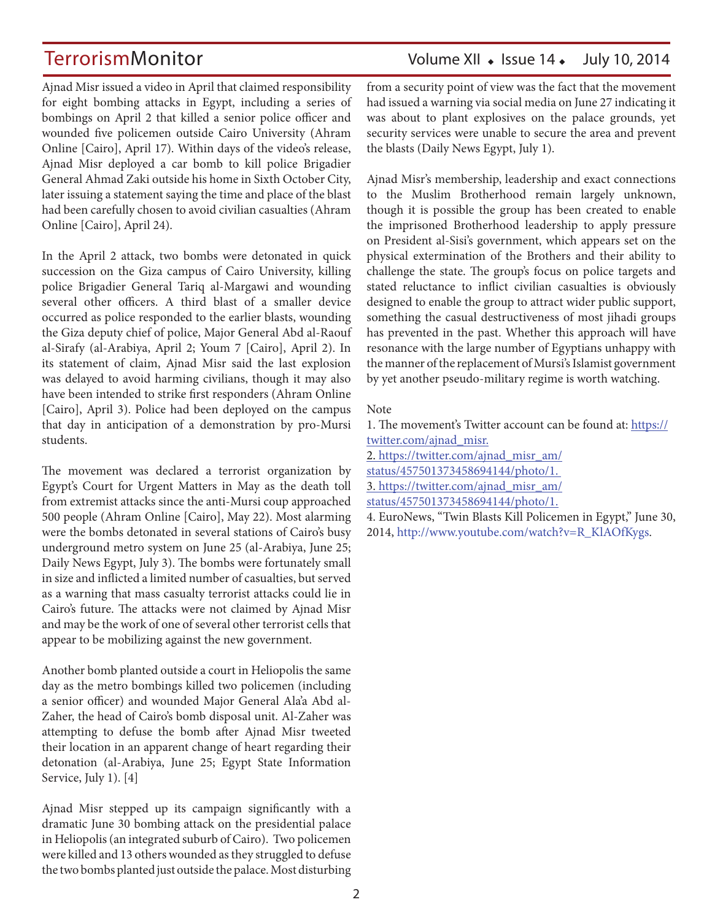Ajnad Misr issued a video in April that claimed responsibility for eight bombing attacks in Egypt, including a series of bombings on April 2 that killed a senior police officer and wounded five policemen outside Cairo University (Ahram Online [Cairo], April 17). Within days of the video's release, Ajnad Misr deployed a car bomb to kill police Brigadier General Ahmad Zaki outside his home in Sixth October City, later issuing a statement saying the time and place of the blast had been carefully chosen to avoid civilian casualties (Ahram Online [Cairo], April 24).

In the April 2 attack, two bombs were detonated in quick succession on the Giza campus of Cairo University, killing police Brigadier General Tariq al-Margawi and wounding several other officers. A third blast of a smaller device occurred as police responded to the earlier blasts, wounding the Giza deputy chief of police, Major General Abd al-Raouf al-Sirafy (al-Arabiya, April 2; Youm 7 [Cairo], April 2). In its statement of claim, Ajnad Misr said the last explosion was delayed to avoid harming civilians, though it may also have been intended to strike first responders (Ahram Online [Cairo], April 3). Police had been deployed on the campus that day in anticipation of a demonstration by pro-Mursi students.

The movement was declared a terrorist organization by Egypt's Court for Urgent Matters in May as the death toll from extremist attacks since the anti-Mursi coup approached 500 people (Ahram Online [Cairo], May 22). Most alarming were the bombs detonated in several stations of Cairo's busy underground metro system on June 25 (al-Arabiya, June 25; Daily News Egypt, July 3). The bombs were fortunately small in size and inflicted a limited number of casualties, but served as a warning that mass casualty terrorist attacks could lie in Cairo's future. The attacks were not claimed by Ajnad Misr and may be the work of one of several other terrorist cells that appear to be mobilizing against the new government.

Another bomb planted outside a court in Heliopolis the same day as the metro bombings killed two policemen (including a senior officer) and wounded Major General Ala'a Abd al-Zaher, the head of Cairo's bomb disposal unit. Al-Zaher was attempting to defuse the bomb after Ajnad Misr tweeted their location in an apparent change of heart regarding their detonation (al-Arabiya, June 25; Egypt State Information Service, July 1). [4]

Ajnad Misr stepped up its campaign significantly with a dramatic June 30 bombing attack on the presidential palace in Heliopolis (an integrated suburb of Cairo). Two policemen were killed and 13 others wounded as they struggled to defuse the two bombs planted just outside the palace. Most disturbing from a security point of view was the fact that the movement had issued a warning via social media on June 27 indicating it was about to plant explosives on the palace grounds, yet security services were unable to secure the area and prevent the blasts (Daily News Egypt, July 1).

Ajnad Misr's membership, leadership and exact connections to the Muslim Brotherhood remain largely unknown, though it is possible the group has been created to enable the imprisoned Brotherhood leadership to apply pressure on President al-Sisi's government, which appears set on the physical extermination of the Brothers and their ability to challenge the state. The group's focus on police targets and stated reluctance to inflict civilian casualties is obviously designed to enable the group to attract wider public support, something the casual destructiveness of most jihadi groups has prevented in the past. Whether this approach will have resonance with the large number of Egyptians unhappy with the manner of the replacement of Mursi's Islamist government by yet another pseudo-military regime is worth watching.

Note

1. The movement's Twitter account can be found at: https://twitter.com/ajnad_misr.
2. https://twitter.com/ajnad_misr_am/status/457501373458694144/photo/1.
3. https://twitter.com/ajnad_misr_am/status/457501373458694144/photo/1.
4. EuroNews, "Twin Blasts Kill Policemen in Egypt," June 30, 2014, http://www.youtube.com/watch?v=R_KlAOfKygs.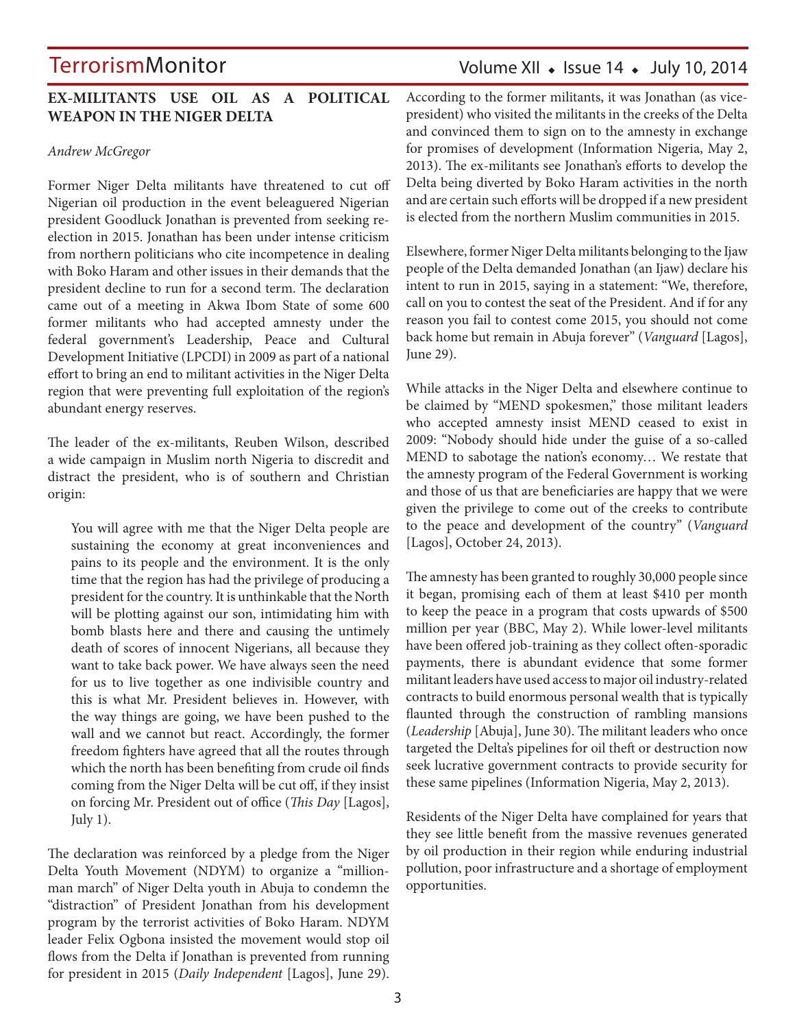## EX-MILITANTS USE OIL AS A POLITICAL WEAPON IN THE NIGER DELTA

*Andrew McGregor*

Former Niger Delta militants have threatened to cut off Nigerian oil production in the event beleaguered Nigerian president Goodluck Jonathan is prevented from seeking re-election in 2015. Jonathan has been under intense criticism from northern politicians who cite incompetence in dealing with Boko Haram and other issues in their demands that the president decline to run for a second term. The declaration came out of a meeting in Akwa Ibom State of some 600 former militants who had accepted amnesty under the federal government's Leadership, Peace and Cultural Development Initiative (LPCDI) in 2009 as part of a national effort to bring an end to militant activities in the Niger Delta region that were preventing full exploitation of the region's abundant energy reserves.

The leader of the ex-militants, Reuben Wilson, described a wide campaign in Muslim north Nigeria to discredit and distract the president, who is of southern and Christian origin:

> You will agree with me that the Niger Delta people are sustaining the economy at great inconveniences and pains to its people and the environment. It is the only time that the region has had the privilege of producing a president for the country. It is unthinkable that the North will be plotting against our son, intimidating him with bomb blasts here and there and causing the untimely death of scores of innocent Nigerians, all because they want to take back power. We have always seen the need for us to live together as one indivisible country and this is what Mr. President believes in. However, with the way things are going, we have been pushed to the wall and we cannot but react. Accordingly, the former freedom fighters have agreed that all the routes through which the north has been benefiting from crude oil finds coming from the Niger Delta will be cut off, if they insist on forcing Mr. President out of office (*This Day* [Lagos], July 1).

The declaration was reinforced by a pledge from the Niger Delta Youth Movement (NDYM) to organize a "million-man march" of Niger Delta youth in Abuja to condemn the "distraction" of President Jonathan from his development program by the terrorist activities of Boko Haram. NDYM leader Felix Ogbona insisted the movement would stop oil flows from the Delta if Jonathan is prevented from running for president in 2015 (*Daily Independent* [Lagos], June 29).

According to the former militants, it was Jonathan (as vice-president) who visited the militants in the creeks of the Delta and convinced them to sign on to the amnesty in exchange for promises of development (Information Nigeria, May 2, 2013). The ex-militants see Jonathan's efforts to develop the Delta being diverted by Boko Haram activities in the north and are certain such efforts will be dropped if a new president is elected from the northern Muslim communities in 2015.

Elsewhere, former Niger Delta militants belonging to the Ijaw people of the Delta demanded Jonathan (an Ijaw) declare his intent to run in 2015, saying in a statement: "We, therefore, call on you to contest the seat of the President. And if for any reason you fail to contest come 2015, you should not come back home but remain in Abuja forever" (*Vanguard* [Lagos], June 29).

While attacks in the Niger Delta and elsewhere continue to be claimed by "MEND spokesmen," those militant leaders who accepted amnesty insist MEND ceased to exist in 2009: "Nobody should hide under the guise of a so-called MEND to sabotage the nation's economy… We restate that the amnesty program of the Federal Government is working and those of us that are beneficiaries are happy that we were given the privilege to come out of the creeks to contribute to the peace and development of the country" (*Vanguard* [Lagos], October 24, 2013).

The amnesty has been granted to roughly 30,000 people since it began, promising each of them at least $410 per month to keep the peace in a program that costs upwards of $500 million per year (BBC, May 2). While lower-level militants have been offered job-training as they collect often-sporadic payments, there is abundant evidence that some former militant leaders have used access to major oil industry-related contracts to build enormous personal wealth that is typically flaunted through the construction of rambling mansions (*Leadership* [Abuja], June 30). The militant leaders who once targeted the Delta's pipelines for oil theft or destruction now seek lucrative government contracts to provide security for these same pipelines (Information Nigeria, May 2, 2013).

Residents of the Niger Delta have complained for years that they see little benefit from the massive revenues generated by oil production in their region while enduring industrial pollution, poor infrastructure and a shortage of employment opportunities.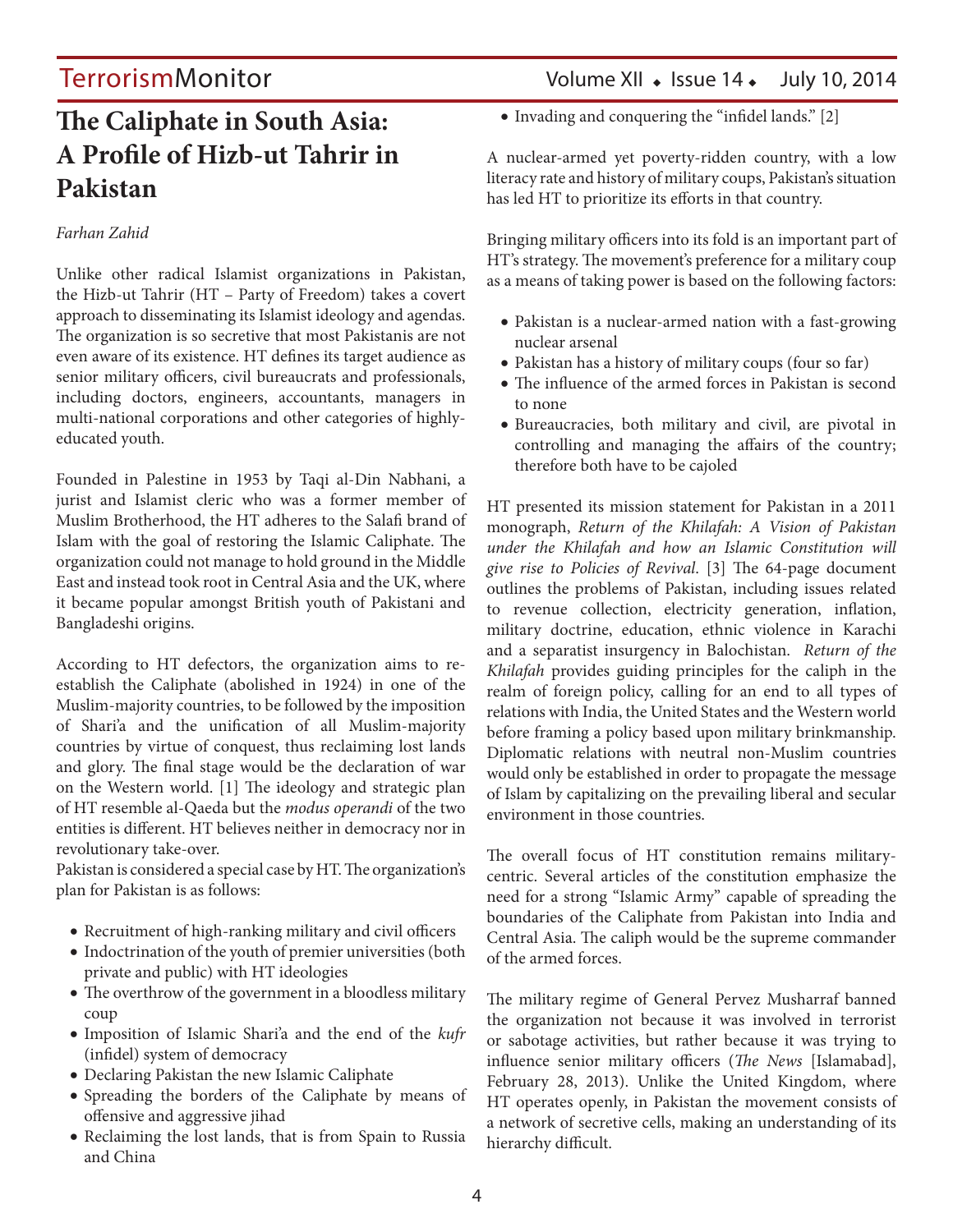# The Caliphate in South Asia: A Profile of Hizb-ut Tahrir in Pakistan

*Farhan Zahid*

Unlike other radical Islamist organizations in Pakistan, the Hizb-ut Tahrir (HT – Party of Freedom) takes a covert approach to disseminating its Islamist ideology and agendas. The organization is so secretive that most Pakistanis are not even aware of its existence. HT defines its target audience as senior military officers, civil bureaucrats and professionals, including doctors, engineers, accountants, managers in multi-national corporations and other categories of highly-educated youth.

Founded in Palestine in 1953 by Taqi al-Din Nabhani, a jurist and Islamist cleric who was a former member of Muslim Brotherhood, the HT adheres to the Salafi brand of Islam with the goal of restoring the Islamic Caliphate. The organization could not manage to hold ground in the Middle East and instead took root in Central Asia and the UK, where it became popular amongst British youth of Pakistani and Bangladeshi origins.

According to HT defectors, the organization aims to re-establish the Caliphate (abolished in 1924) in one of the Muslim-majority countries, to be followed by the imposition of Shari'a and the unification of all Muslim-majority countries by virtue of conquest, thus reclaiming lost lands and glory. The final stage would be the declaration of war on the Western world. [1] The ideology and strategic plan of HT resemble al-Qaeda but the *modus operandi* of the two entities is different. HT believes neither in democracy nor in revolutionary take-over.

Pakistan is considered a special case by HT. The organization's plan for Pakistan is as follows:

- Recruitment of high-ranking military and civil officers
- Indoctrination of the youth of premier universities (both private and public) with HT ideologies
- The overthrow of the government in a bloodless military coup
- Imposition of Islamic Shari'a and the end of the *kufr* (infidel) system of democracy
- Declaring Pakistan the new Islamic Caliphate
- Spreading the borders of the Caliphate by means of offensive and aggressive jihad
- Reclaiming the lost lands, that is from Spain to Russia and China
- Invading and conquering the "infidel lands." [2]

A nuclear-armed yet poverty-ridden country, with a low literacy rate and history of military coups, Pakistan's situation has led HT to prioritize its efforts in that country.

Bringing military officers into its fold is an important part of HT's strategy. The movement's preference for a military coup as a means of taking power is based on the following factors:

- Pakistan is a nuclear-armed nation with a fast-growing nuclear arsenal
- Pakistan has a history of military coups (four so far)
- The influence of the armed forces in Pakistan is second to none
- Bureaucracies, both military and civil, are pivotal in controlling and managing the affairs of the country; therefore both have to be cajoled

HT presented its mission statement for Pakistan in a 2011 monograph, *Return of the Khilafah: A Vision of Pakistan under the Khilafah and how an Islamic Constitution will give rise to Policies of Revival*. [3] The 64-page document outlines the problems of Pakistan, including issues related to revenue collection, electricity generation, inflation, military doctrine, education, ethnic violence in Karachi and a separatist insurgency in Balochistan. *Return of the Khilafah* provides guiding principles for the caliph in the realm of foreign policy, calling for an end to all types of relations with India, the United States and the Western world before framing a policy based upon military brinkmanship. Diplomatic relations with neutral non-Muslim countries would only be established in order to propagate the message of Islam by capitalizing on the prevailing liberal and secular environment in those countries.

The overall focus of HT constitution remains military-centric. Several articles of the constitution emphasize the need for a strong "Islamic Army" capable of spreading the boundaries of the Caliphate from Pakistan into India and Central Asia. The caliph would be the supreme commander of the armed forces.

The military regime of General Pervez Musharraf banned the organization not because it was involved in terrorist or sabotage activities, but rather because it was trying to influence senior military officers (*The News* [Islamabad], February 28, 2013). Unlike the United Kingdom, where HT operates openly, in Pakistan the movement consists of a network of secretive cells, making an understanding of its hierarchy difficult.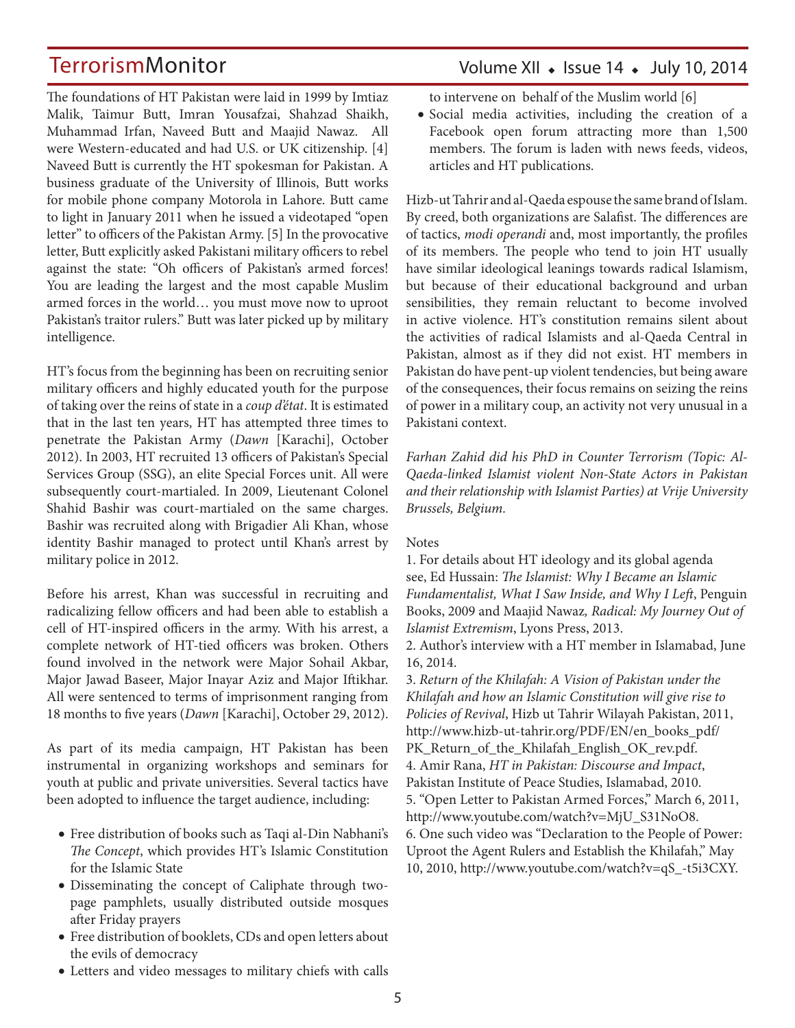The foundations of HT Pakistan were laid in 1999 by Imtiaz Malik, Taimur Butt, Imran Yousafzai, Shahzad Shaikh, Muhammad Irfan, Naveed Butt and Maajid Nawaz. All were Western-educated and had U.S. or UK citizenship. [4] Naveed Butt is currently the HT spokesman for Pakistan. A business graduate of the University of Illinois, Butt works for mobile phone company Motorola in Lahore. Butt came to light in January 2011 when he issued a videotaped "open letter" to officers of the Pakistan Army. [5] In the provocative letter, Butt explicitly asked Pakistani military officers to rebel against the state: "Oh officers of Pakistan's armed forces! You are leading the largest and the most capable Muslim armed forces in the world… you must move now to uproot Pakistan's traitor rulers." Butt was later picked up by military intelligence.

HT's focus from the beginning has been on recruiting senior military officers and highly educated youth for the purpose of taking over the reins of state in a *coup d'état*. It is estimated that in the last ten years, HT has attempted three times to penetrate the Pakistan Army (*Dawn* [Karachi], October 2012). In 2003, HT recruited 13 officers of Pakistan's Special Services Group (SSG), an elite Special Forces unit. All were subsequently court-martialed. In 2009, Lieutenant Colonel Shahid Bashir was court-martialed on the same charges. Bashir was recruited along with Brigadier Ali Khan, whose identity Bashir managed to protect until Khan's arrest by military police in 2012.

Before his arrest, Khan was successful in recruiting and radicalizing fellow officers and had been able to establish a cell of HT-inspired officers in the army. With his arrest, a complete network of HT-tied officers was broken. Others found involved in the network were Major Sohail Akbar, Major Jawad Baseer, Major Inayar Aziz and Major Iftikhar. All were sentenced to terms of imprisonment ranging from 18 months to five years (*Dawn* [Karachi], October 29, 2012).

As part of its media campaign, HT Pakistan has been instrumental in organizing workshops and seminars for youth at public and private universities. Several tactics have been adopted to influence the target audience, including:

- Free distribution of books such as Taqi al-Din Nabhani's *The Concept*, which provides HT's Islamic Constitution for the Islamic State
- Disseminating the concept of Caliphate through two-page pamphlets, usually distributed outside mosques after Friday prayers
- Free distribution of booklets, CDs and open letters about the evils of democracy
- Letters and video messages to military chiefs with calls to intervene on behalf of the Muslim world [6]
- Social media activities, including the creation of a Facebook open forum attracting more than 1,500 members. The forum is laden with news feeds, videos, articles and HT publications.

Hizb-ut Tahrir and al-Qaeda espouse the same brand of Islam. By creed, both organizations are Salafist. The differences are of tactics, *modi operandi* and, most importantly, the profiles of its members. The people who tend to join HT usually have similar ideological leanings towards radical Islamism, but because of their educational background and urban sensibilities, they remain reluctant to become involved in active violence. HT's constitution remains silent about the activities of radical Islamists and al-Qaeda Central in Pakistan, almost as if they did not exist. HT members in Pakistan do have pent-up violent tendencies, but being aware of the consequences, their focus remains on seizing the reins of power in a military coup, an activity not very unusual in a Pakistani context.

*Farhan Zahid did his PhD in Counter Terrorism (Topic: Al-Qaeda-linked Islamist violent Non-State Actors in Pakistan and their relationship with Islamist Parties) at Vrije University Brussels, Belgium.*

Notes

1. For details about HT ideology and its global agenda see, Ed Hussain: *The Islamist: Why I Became an Islamic Fundamentalist, What I Saw Inside, and Why I Left*, Penguin Books, 2009 and Maajid Nawaz*, Radical: My Journey Out of Islamist Extremism*, Lyons Press, 2013.
2. Author's interview with a HT member in Islamabad, June 16, 2014.
3. *Return of the Khilafah: A Vision of Pakistan under the Khilafah and how an Islamic Constitution will give rise to Policies of Revival*, Hizb ut Tahrir Wilayah Pakistan, 2011, http://www.hizb-ut-tahrir.org/PDF/EN/en_books_pdf/PK_Return_of_the_Khilafah_English_OK_rev.pdf.
4. Amir Rana, *HT in Pakistan: Discourse and Impact*, Pakistan Institute of Peace Studies, Islamabad, 2010.
5. "Open Letter to Pakistan Armed Forces," March 6, 2011, http://www.youtube.com/watch?v=MjU_S31NoO8.
6. One such video was "Declaration to the People of Power: Uproot the Agent Rulers and Establish the Khilafah," May 10, 2010, http://www.youtube.com/watch?v=qS_-t5i3CXY.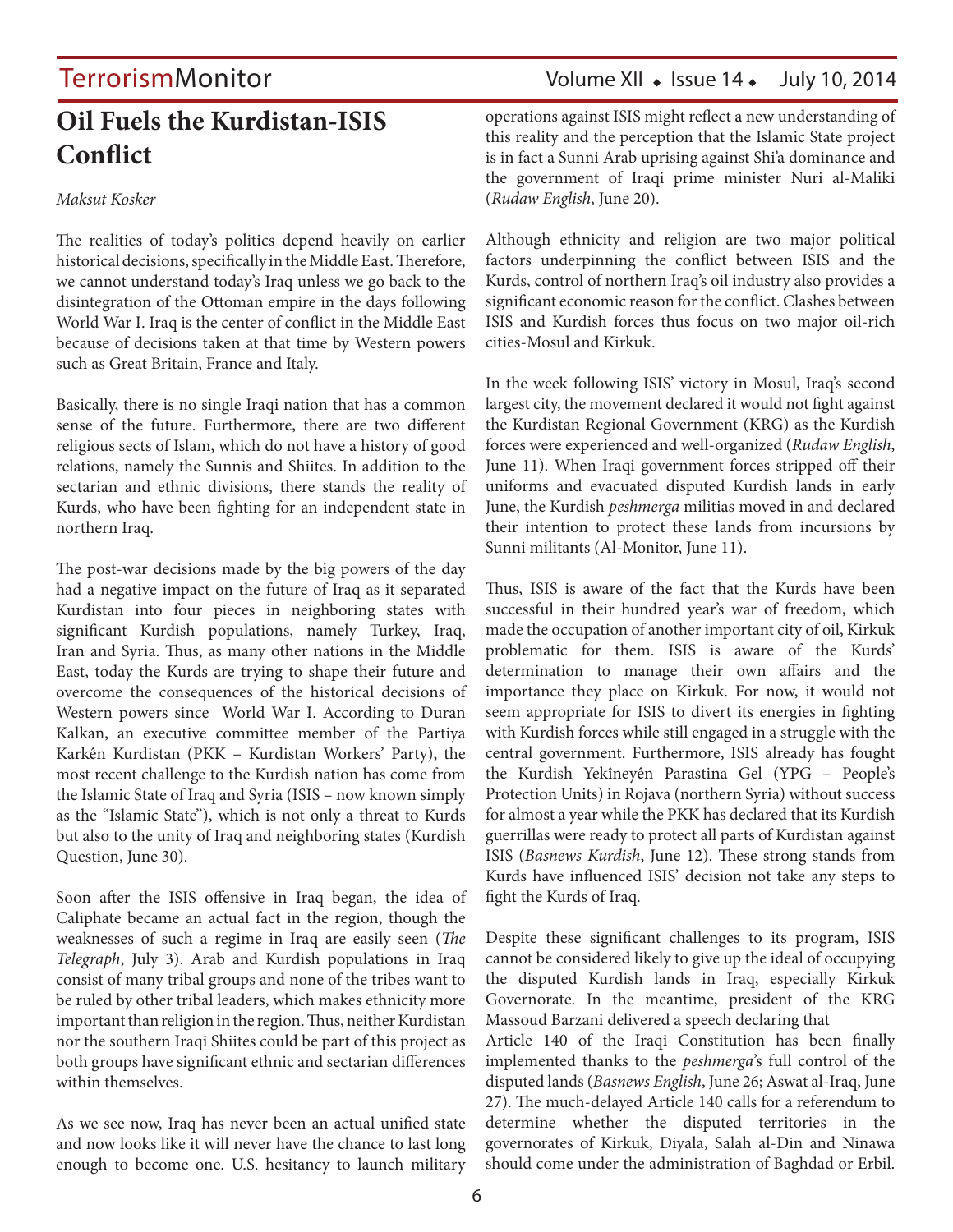# Oil Fuels the Kurdistan-ISIS Conflict

*Maksut Kosker*

The realities of today's politics depend heavily on earlier historical decisions, specifically in the Middle East. Therefore, we cannot understand today's Iraq unless we go back to the disintegration of the Ottoman empire in the days following World War I. Iraq is the center of conflict in the Middle East because of decisions taken at that time by Western powers such as Great Britain, France and Italy.

Basically, there is no single Iraqi nation that has a common sense of the future. Furthermore, there are two different religious sects of Islam, which do not have a history of good relations, namely the Sunnis and Shiites. In addition to the sectarian and ethnic divisions, there stands the reality of Kurds, who have been fighting for an independent state in northern Iraq.

The post-war decisions made by the big powers of the day had a negative impact on the future of Iraq as it separated Kurdistan into four pieces in neighboring states with significant Kurdish populations, namely Turkey, Iraq, Iran and Syria. Thus, as many other nations in the Middle East, today the Kurds are trying to shape their future and overcome the consequences of the historical decisions of Western powers since World War I. According to Duran Kalkan, an executive committee member of the Partiya Karkên Kurdistan (PKK – Kurdistan Workers' Party), the most recent challenge to the Kurdish nation has come from the Islamic State of Iraq and Syria (ISIS – now known simply as the "Islamic State"), which is not only a threat to Kurds but also to the unity of Iraq and neighboring states (Kurdish Question, June 30).

Soon after the ISIS offensive in Iraq began, the idea of Caliphate became an actual fact in the region, though the weaknesses of such a regime in Iraq are easily seen (*The Telegraph*, July 3). Arab and Kurdish populations in Iraq consist of many tribal groups and none of the tribes want to be ruled by other tribal leaders, which makes ethnicity more important than religion in the region. Thus, neither Kurdistan nor the southern Iraqi Shiites could be part of this project as both groups have significant ethnic and sectarian differences within themselves.

As we see now, Iraq has never been an actual unified state and now looks like it will never have the chance to last long enough to become one. U.S. hesitancy to launch military operations against ISIS might reflect a new understanding of this reality and the perception that the Islamic State project is in fact a Sunni Arab uprising against Shi'a dominance and the government of Iraqi prime minister Nuri al-Maliki (*Rudaw English*, June 20).

Although ethnicity and religion are two major political factors underpinning the conflict between ISIS and the Kurds, control of northern Iraq's oil industry also provides a significant economic reason for the conflict. Clashes between ISIS and Kurdish forces thus focus on two major oil-rich cities-Mosul and Kirkuk.

In the week following ISIS' victory in Mosul, Iraq's second largest city, the movement declared it would not fight against the Kurdistan Regional Government (KRG) as the Kurdish forces were experienced and well-organized (*Rudaw English*, June 11). When Iraqi government forces stripped off their uniforms and evacuated disputed Kurdish lands in early June, the Kurdish *peshmerga* militias moved in and declared their intention to protect these lands from incursions by Sunni militants (Al-Monitor, June 11).

Thus, ISIS is aware of the fact that the Kurds have been successful in their hundred year's war of freedom, which made the occupation of another important city of oil, Kirkuk problematic for them. ISIS is aware of the Kurds' determination to manage their own affairs and the importance they place on Kirkuk. For now, it would not seem appropriate for ISIS to divert its energies in fighting with Kurdish forces while still engaged in a struggle with the central government. Furthermore, ISIS already has fought the Kurdish Yekîneyên Parastina Gel (YPG – People's Protection Units) in Rojava (northern Syria) without success for almost a year while the PKK has declared that its Kurdish guerrillas were ready to protect all parts of Kurdistan against ISIS (*Basnews Kurdish*, June 12). These strong stands from Kurds have influenced ISIS' decision not take any steps to fight the Kurds of Iraq.

Despite these significant challenges to its program, ISIS cannot be considered likely to give up the ideal of occupying the disputed Kurdish lands in Iraq, especially Kirkuk Governorate. In the meantime, president of the KRG Massoud Barzani delivered a speech declaring that Article 140 of the Iraqi Constitution has been finally implemented thanks to the *peshmerga*'s full control of the disputed lands (*Basnews English*, June 26; Aswat al-Iraq, June 27). The much-delayed Article 140 calls for a referendum to determine whether the disputed territories in the governorates of Kirkuk, Diyala, Salah al-Din and Ninawa should come under the administration of Baghdad or Erbil.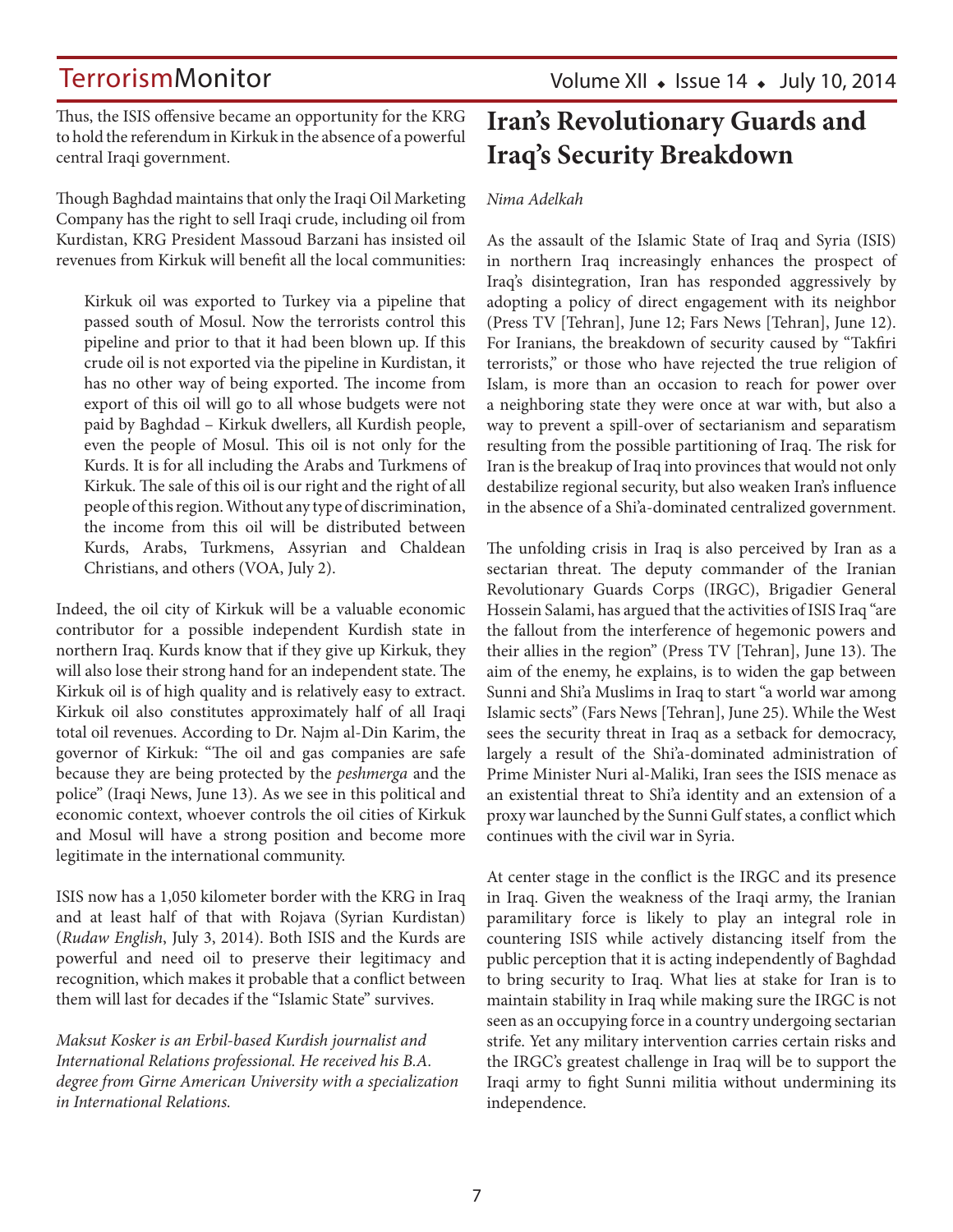Thus, the ISIS offensive became an opportunity for the KRG to hold the referendum in Kirkuk in the absence of a powerful central Iraqi government.

Though Baghdad maintains that only the Iraqi Oil Marketing Company has the right to sell Iraqi crude, including oil from Kurdistan, KRG President Massoud Barzani has insisted oil revenues from Kirkuk will benefit all the local communities:

> Kirkuk oil was exported to Turkey via a pipeline that passed south of Mosul. Now the terrorists control this pipeline and prior to that it had been blown up. If this crude oil is not exported via the pipeline in Kurdistan, it has no other way of being exported. The income from export of this oil will go to all whose budgets were not paid by Baghdad – Kirkuk dwellers, all Kurdish people, even the people of Mosul. This oil is not only for the Kurds. It is for all including the Arabs and Turkmens of Kirkuk. The sale of this oil is our right and the right of all people of this region. Without any type of discrimination, the income from this oil will be distributed between Kurds, Arabs, Turkmens, Assyrian and Chaldean Christians, and others (VOA, July 2).

Indeed, the oil city of Kirkuk will be a valuable economic contributor for a possible independent Kurdish state in northern Iraq. Kurds know that if they give up Kirkuk, they will also lose their strong hand for an independent state. The Kirkuk oil is of high quality and is relatively easy to extract. Kirkuk oil also constitutes approximately half of all Iraqi total oil revenues. According to Dr. Najm al-Din Karim, the governor of Kirkuk: "The oil and gas companies are safe because they are being protected by the *peshmerga* and the police" (Iraqi News, June 13). As we see in this political and economic context, whoever controls the oil cities of Kirkuk and Mosul will have a strong position and become more legitimate in the international community.

ISIS now has a 1,050 kilometer border with the KRG in Iraq and at least half of that with Rojava (Syrian Kurdistan) (*Rudaw English*, July 3, 2014). Both ISIS and the Kurds are powerful and need oil to preserve their legitimacy and recognition, which makes it probable that a conflict between them will last for decades if the "Islamic State" survives.

*Maksut Kosker is an Erbil-based Kurdish journalist and International Relations professional. He received his B.A. degree from Girne American University with a specialization in International Relations.*

# Iran's Revolutionary Guards and Iraq's Security Breakdown

*Nima Adelkah*

As the assault of the Islamic State of Iraq and Syria (ISIS) in northern Iraq increasingly enhances the prospect of Iraq's disintegration, Iran has responded aggressively by adopting a policy of direct engagement with its neighbor (Press TV [Tehran], June 12; Fars News [Tehran], June 12). For Iranians, the breakdown of security caused by "Takfiri terrorists," or those who have rejected the true religion of Islam, is more than an occasion to reach for power over a neighboring state they were once at war with, but also a way to prevent a spill-over of sectarianism and separatism resulting from the possible partitioning of Iraq. The risk for Iran is the breakup of Iraq into provinces that would not only destabilize regional security, but also weaken Iran's influence in the absence of a Shi'a-dominated centralized government.

The unfolding crisis in Iraq is also perceived by Iran as a sectarian threat. The deputy commander of the Iranian Revolutionary Guards Corps (IRGC), Brigadier General Hossein Salami, has argued that the activities of ISIS Iraq "are the fallout from the interference of hegemonic powers and their allies in the region" (Press TV [Tehran], June 13). The aim of the enemy, he explains, is to widen the gap between Sunni and Shi'a Muslims in Iraq to start "a world war among Islamic sects" (Fars News [Tehran], June 25). While the West sees the security threat in Iraq as a setback for democracy, largely a result of the Shi'a-dominated administration of Prime Minister Nuri al-Maliki, Iran sees the ISIS menace as an existential threat to Shi'a identity and an extension of a proxy war launched by the Sunni Gulf states, a conflict which continues with the civil war in Syria.

At center stage in the conflict is the IRGC and its presence in Iraq. Given the weakness of the Iraqi army, the Iranian paramilitary force is likely to play an integral role in countering ISIS while actively distancing itself from the public perception that it is acting independently of Baghdad to bring security to Iraq. What lies at stake for Iran is to maintain stability in Iraq while making sure the IRGC is not seen as an occupying force in a country undergoing sectarian strife. Yet any military intervention carries certain risks and the IRGC's greatest challenge in Iraq will be to support the Iraqi army to fight Sunni militia without undermining its independence.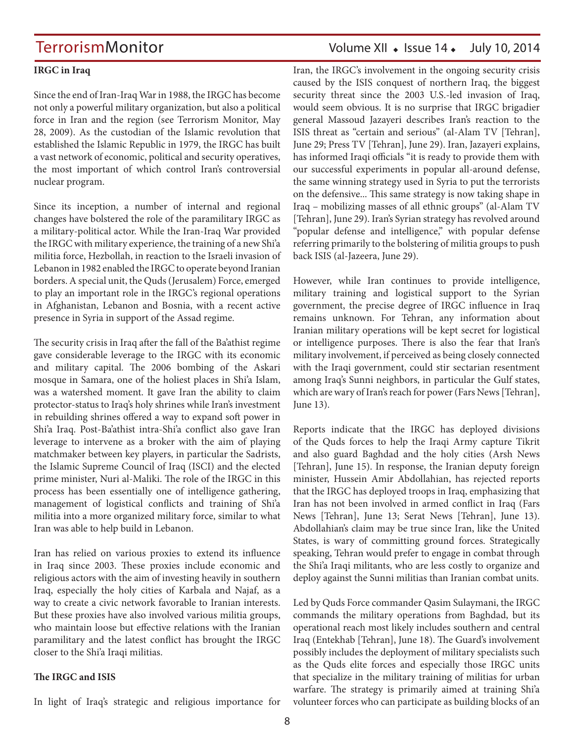**IRGC in Iraq**

Since the end of Iran-Iraq War in 1988, the IRGC has become not only a powerful military organization, but also a political force in Iran and the region (see Terrorism Monitor, May 28, 2009). As the custodian of the Islamic revolution that established the Islamic Republic in 1979, the IRGC has built a vast network of economic, political and security operatives, the most important of which control Iran's controversial nuclear program.

Since its inception, a number of internal and regional changes have bolstered the role of the paramilitary IRGC as a military-political actor. While the Iran-Iraq War provided the IRGC with military experience, the training of a new Shi'a militia force, Hezbollah, in reaction to the Israeli invasion of Lebanon in 1982 enabled the IRGC to operate beyond Iranian borders. A special unit, the Quds (Jerusalem) Force, emerged to play an important role in the IRGC's regional operations in Afghanistan, Lebanon and Bosnia, with a recent active presence in Syria in support of the Assad regime.

The security crisis in Iraq after the fall of the Ba'athist regime gave considerable leverage to the IRGC with its economic and military capital. The 2006 bombing of the Askari mosque in Samara, one of the holiest places in Shi'a Islam, was a watershed moment. It gave Iran the ability to claim protector-status to Iraq's holy shrines while Iran's investment in rebuilding shrines offered a way to expand soft power in Shi'a Iraq. Post-Ba'athist intra-Shi'a conflict also gave Iran leverage to intervene as a broker with the aim of playing matchmaker between key players, in particular the Sadrists, the Islamic Supreme Council of Iraq (ISCI) and the elected prime minister, Nuri al-Maliki. The role of the IRGC in this process has been essentially one of intelligence gathering, management of logistical conflicts and training of Shi'a militia into a more organized military force, similar to what Iran was able to help build in Lebanon.

Iran has relied on various proxies to extend its influence in Iraq since 2003. These proxies include economic and religious actors with the aim of investing heavily in southern Iraq, especially the holy cities of Karbala and Najaf, as a way to create a civic network favorable to Iranian interests. But these proxies have also involved various militia groups, who maintain loose but effective relations with the Iranian paramilitary and the latest conflict has brought the IRGC closer to the Shi'a Iraqi militias.

**The IRGC and ISIS**

In light of Iraq's strategic and religious importance for Iran, the IRGC's involvement in the ongoing security crisis caused by the ISIS conquest of northern Iraq, the biggest security threat since the 2003 U.S.-led invasion of Iraq, would seem obvious. It is no surprise that IRGC brigadier general Massoud Jazayeri describes Iran's reaction to the ISIS threat as "certain and serious" (al-Alam TV [Tehran], June 29; Press TV [Tehran], June 29). Iran, Jazayeri explains, has informed Iraqi officials "it is ready to provide them with our successful experiments in popular all-around defense, the same winning strategy used in Syria to put the terrorists on the defensive... This same strategy is now taking shape in Iraq – mobilizing masses of all ethnic groups" (al-Alam TV [Tehran], June 29). Iran's Syrian strategy has revolved around "popular defense and intelligence," with popular defense referring primarily to the bolstering of militia groups to push back ISIS (al-Jazeera, June 29).

However, while Iran continues to provide intelligence, military training and logistical support to the Syrian government, the precise degree of IRGC influence in Iraq remains unknown. For Tehran, any information about Iranian military operations will be kept secret for logistical or intelligence purposes. There is also the fear that Iran's military involvement, if perceived as being closely connected with the Iraqi government, could stir sectarian resentment among Iraq's Sunni neighbors, in particular the Gulf states, which are wary of Iran's reach for power (Fars News [Tehran], June 13).

Reports indicate that the IRGC has deployed divisions of the Quds forces to help the Iraqi Army capture Tikrit and also guard Baghdad and the holy cities (Arsh News [Tehran], June 15). In response, the Iranian deputy foreign minister, Hussein Amir Abdollahian, has rejected reports that the IRGC has deployed troops in Iraq, emphasizing that Iran has not been involved in armed conflict in Iraq (Fars News [Tehran], June 13; Serat News [Tehran], June 13). Abdollahian's claim may be true since Iran, like the United States, is wary of committing ground forces. Strategically speaking, Tehran would prefer to engage in combat through the Shi'a Iraqi militants, who are less costly to organize and deploy against the Sunni militias than Iranian combat units.

Led by Quds Force commander Qasim Sulaymani, the IRGC commands the military operations from Baghdad, but its operational reach most likely includes southern and central Iraq (Entekhab [Tehran], June 18). The Guard's involvement possibly includes the deployment of military specialists such as the Quds elite forces and especially those IRGC units that specialize in the military training of militias for urban warfare. The strategy is primarily aimed at training Shi'a volunteer forces who can participate as building blocks of an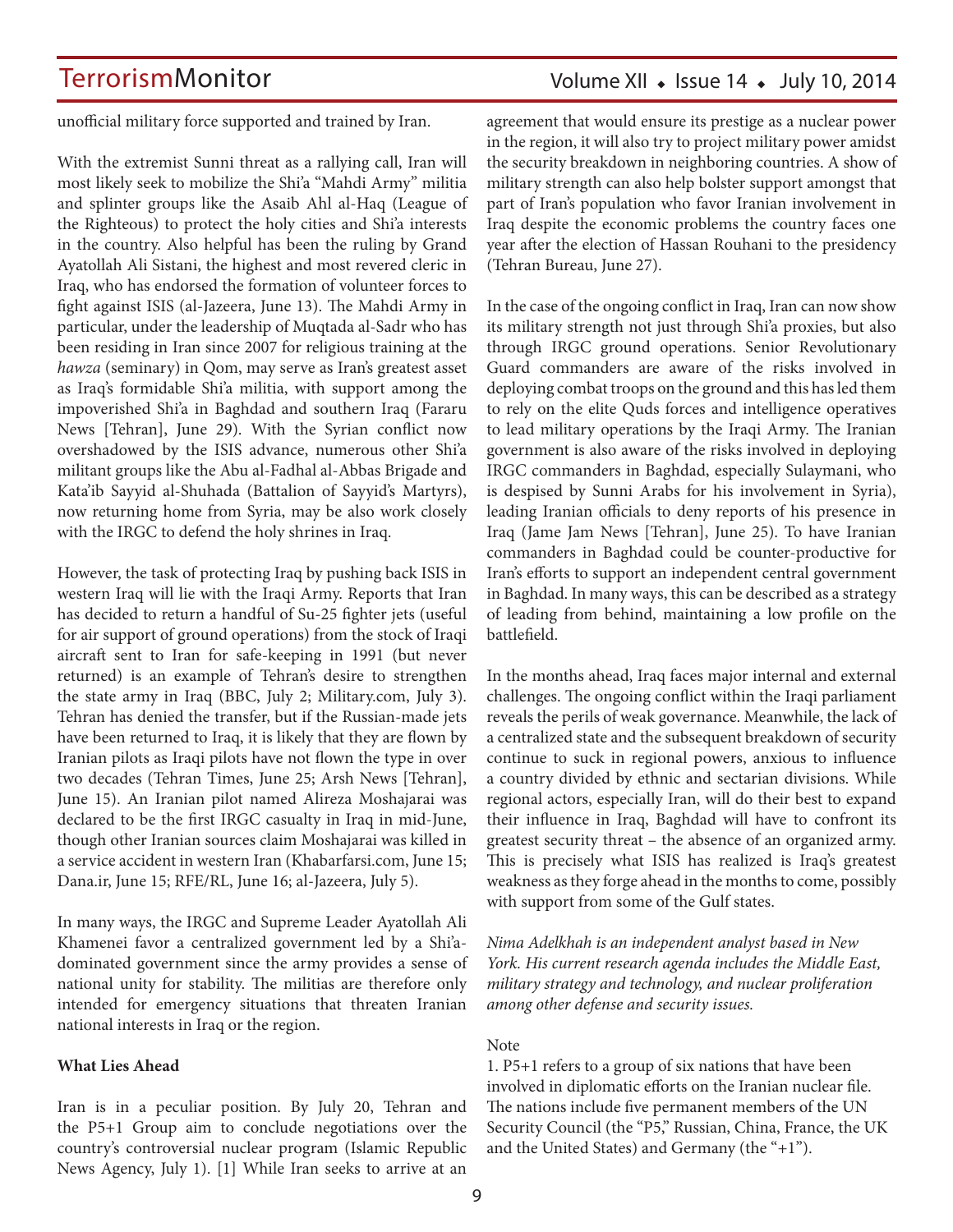unofficial military force supported and trained by Iran.

With the extremist Sunni threat as a rallying call, Iran will most likely seek to mobilize the Shi'a "Mahdi Army" militia and splinter groups like the Asaib Ahl al-Haq (League of the Righteous) to protect the holy cities and Shi'a interests in the country. Also helpful has been the ruling by Grand Ayatollah Ali Sistani, the highest and most revered cleric in Iraq, who has endorsed the formation of volunteer forces to fight against ISIS (al-Jazeera, June 13). The Mahdi Army in particular, under the leadership of Muqtada al-Sadr who has been residing in Iran since 2007 for religious training at the *hawza* (seminary) in Qom, may serve as Iran's greatest asset as Iraq's formidable Shi'a militia, with support among the impoverished Shi'a in Baghdad and southern Iraq (Fararu News [Tehran], June 29). With the Syrian conflict now overshadowed by the ISIS advance, numerous other Shi'a militant groups like the Abu al-Fadhal al-Abbas Brigade and Kata'ib Sayyid al-Shuhada (Battalion of Sayyid's Martyrs), now returning home from Syria, may be also work closely with the IRGC to defend the holy shrines in Iraq.

However, the task of protecting Iraq by pushing back ISIS in western Iraq will lie with the Iraqi Army. Reports that Iran has decided to return a handful of Su-25 fighter jets (useful for air support of ground operations) from the stock of Iraqi aircraft sent to Iran for safe-keeping in 1991 (but never returned) is an example of Tehran's desire to strengthen the state army in Iraq (BBC, July 2; Military.com, July 3). Tehran has denied the transfer, but if the Russian-made jets have been returned to Iraq, it is likely that they are flown by Iranian pilots as Iraqi pilots have not flown the type in over two decades (Tehran Times, June 25; Arsh News [Tehran], June 15). An Iranian pilot named Alireza Moshajarai was declared to be the first IRGC casualty in Iraq in mid-June, though other Iranian sources claim Moshajarai was killed in a service accident in western Iran (Khabarfarsi.com, June 15; Dana.ir, June 15; RFE/RL, June 16; al-Jazeera, July 5).

In many ways, the IRGC and Supreme Leader Ayatollah Ali Khamenei favor a centralized government led by a Shi'a-dominated government since the army provides a sense of national unity for stability. The militias are therefore only intended for emergency situations that threaten Iranian national interests in Iraq or the region.

**What Lies Ahead**

Iran is in a peculiar position. By July 20, Tehran and the P5+1 Group aim to conclude negotiations over the country's controversial nuclear program (Islamic Republic News Agency, July 1). [1] While Iran seeks to arrive at an agreement that would ensure its prestige as a nuclear power in the region, it will also try to project military power amidst the security breakdown in neighboring countries. A show of military strength can also help bolster support amongst that part of Iran's population who favor Iranian involvement in Iraq despite the economic problems the country faces one year after the election of Hassan Rouhani to the presidency (Tehran Bureau, June 27).

In the case of the ongoing conflict in Iraq, Iran can now show its military strength not just through Shi'a proxies, but also through IRGC ground operations. Senior Revolutionary Guard commanders are aware of the risks involved in deploying combat troops on the ground and this has led them to rely on the elite Quds forces and intelligence operatives to lead military operations by the Iraqi Army. The Iranian government is also aware of the risks involved in deploying IRGC commanders in Baghdad, especially Sulaymani, who is despised by Sunni Arabs for his involvement in Syria), leading Iranian officials to deny reports of his presence in Iraq (Jame Jam News [Tehran], June 25). To have Iranian commanders in Baghdad could be counter-productive for Iran's efforts to support an independent central government in Baghdad. In many ways, this can be described as a strategy of leading from behind, maintaining a low profile on the battlefield.

In the months ahead, Iraq faces major internal and external challenges. The ongoing conflict within the Iraqi parliament reveals the perils of weak governance. Meanwhile, the lack of a centralized state and the subsequent breakdown of security continue to suck in regional powers, anxious to influence a country divided by ethnic and sectarian divisions. While regional actors, especially Iran, will do their best to expand their influence in Iraq, Baghdad will have to confront its greatest security threat – the absence of an organized army. This is precisely what ISIS has realized is Iraq's greatest weakness as they forge ahead in the months to come, possibly with support from some of the Gulf states.

*Nima Adelkhah is an independent analyst based in New York. His current research agenda includes the Middle East, military strategy and technology, and nuclear proliferation among other defense and security issues.*

Note

1. P5+1 refers to a group of six nations that have been involved in diplomatic efforts on the Iranian nuclear file. The nations include five permanent members of the UN Security Council (the "P5," Russian, China, France, the UK and the United States) and Germany (the "+1").